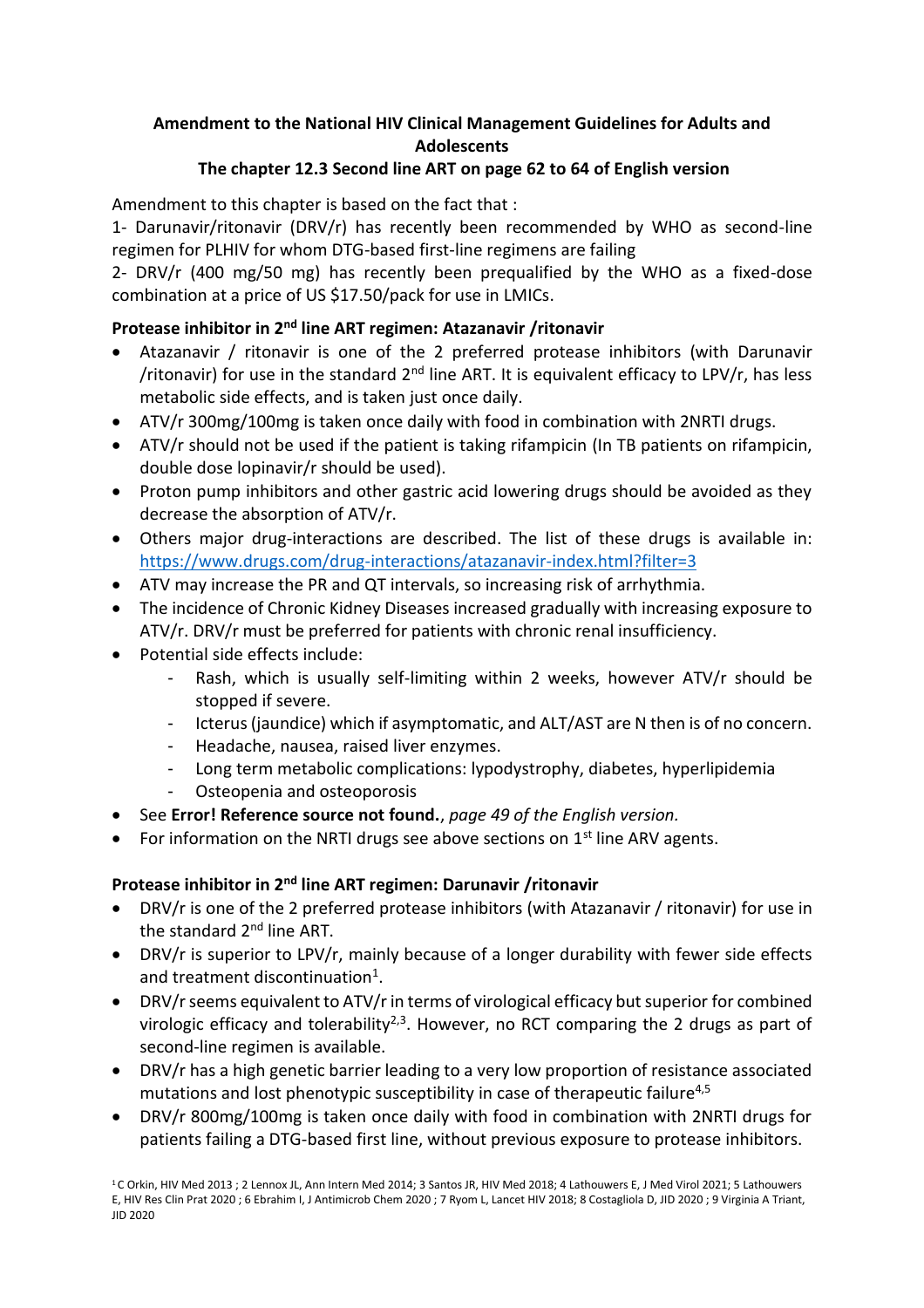**Amendment to the National HIV Clinical Management Guidelines for Adults and Adolescents**

**The chapter 12.3 Second line ART on page 62 to 64 of English version**

Amendment to this chapter is based on the fact that :

1- Darunavir/ritonavir (DRV/r) has recently been recommended by WHO as second-line regimen for PLHIV for whom DTG-based first-line regimens are failing

2- DRV/r (400 mg/50 mg) has recently been prequalified by the WHO as a fixed-dose combination at a price of US $17.50/pack for use in LMICs.

### Protease inhibitor in 2nd line ART regimen: Atazanavir /ritonavir

- Atazanavir / ritonavir is one of the 2 preferred protease inhibitors (with Darunavir /ritonavir) for use in the standard 2nd line ART. It is equivalent efficacy to LPV/r, has less metabolic side effects, and is taken just once daily.
- ATV/r 300mg/100mg is taken once daily with food in combination with 2NRTI drugs.
- ATV/r should not be used if the patient is taking rifampicin (In TB patients on rifampicin, double dose lopinavir/r should be used).
- Proton pump inhibitors and other gastric acid lowering drugs should be avoided as they decrease the absorption of ATV/r.
- Others major drug-interactions are described. The list of these drugs is available in: https://www.drugs.com/drug-interactions/atazanavir-index.html?filter=3
- ATV may increase the PR and QT intervals, so increasing risk of arrhythmia.
- The incidence of Chronic Kidney Diseases increased gradually with increasing exposure to ATV/r. DRV/r must be preferred for patients with chronic renal insufficiency.
- Potential side effects include:
  - Rash, which is usually self-limiting within 2 weeks, however ATV/r should be stopped if severe.
  - Icterus (jaundice) which if asymptomatic, and ALT/AST are N then is of no concern.
  - Headache, nausea, raised liver enzymes.
  - Long term metabolic complications: lypodystrophy, diabetes, hyperlipidemia
  - Osteopenia and osteoporosis
- See **Error! Reference source not found.**, *page 49 of the English version.*
- For information on the NRTI drugs see above sections on 1st line ARV agents.

### Protease inhibitor in 2nd line ART regimen: Darunavir /ritonavir

- DRV/r is one of the 2 preferred protease inhibitors (with Atazanavir / ritonavir) for use in the standard 2nd line ART.
- DRV/r is superior to LPV/r, mainly because of a longer durability with fewer side effects and treatment discontinuation[1].
- DRV/r seems equivalent to ATV/r in terms of virological efficacy but superior for combined virologic efficacy and tolerability[2,3]. However, no RCT comparing the 2 drugs as part of second-line regimen is available.
- DRV/r has a high genetic barrier leading to a very low proportion of resistance associated mutations and lost phenotypic susceptibility in case of therapeutic failure[4,5]
- DRV/r 800mg/100mg is taken once daily with food in combination with 2NRTI drugs for patients failing a DTG-based first line, without previous exposure to protease inhibitors.

[1] C Orkin, HIV Med 2013 ; 2 Lennox JL, Ann Intern Med 2014; 3 Santos JR, HIV Med 2018; 4 Lathouwers E, J Med Virol 2021; 5 Lathouwers E, HIV Res Clin Prat 2020 ; 6 Ebrahim I, J Antimicrob Chem 2020 ; 7 Ryom L, Lancet HIV 2018; 8 Costagliola D, JID 2020 ; 9 Virginia A Triant, JID 2020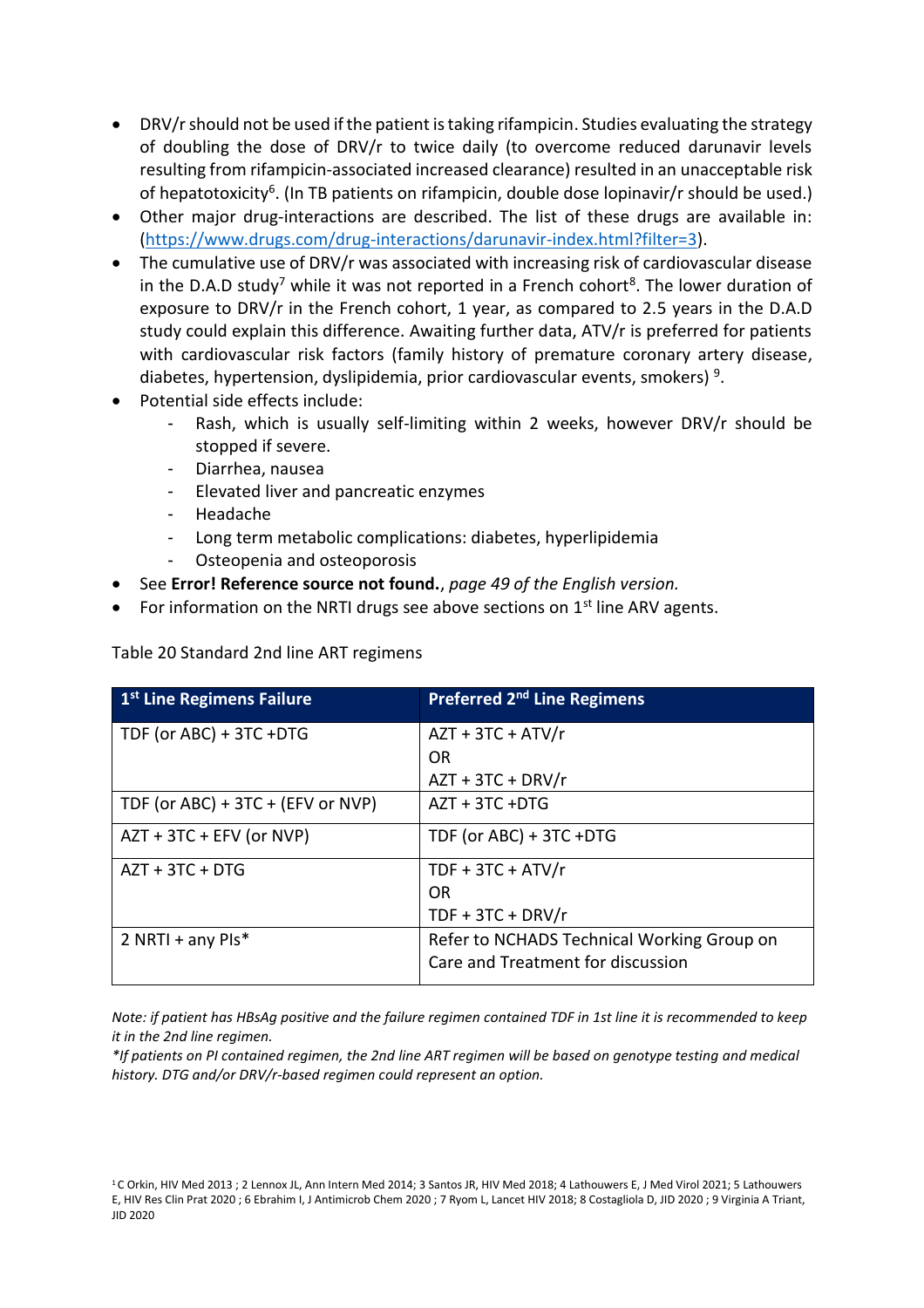- DRV/r should not be used if the patient is taking rifampicin. Studies evaluating the strategy of doubling the dose of DRV/r to twice daily (to overcome reduced darunavir levels resulting from rifampicin-associated increased clearance) resulted in an unacceptable risk of hepatotoxicity[6]. (In TB patients on rifampicin, double dose lopinavir/r should be used.)
- Other major drug-interactions are described. The list of these drugs are available in: (https://www.drugs.com/drug-interactions/darunavir-index.html?filter=3).
- The cumulative use of DRV/r was associated with increasing risk of cardiovascular disease in the D.A.D study[7] while it was not reported in a French cohort[8]. The lower duration of exposure to DRV/r in the French cohort, 1 year, as compared to 2.5 years in the D.A.D study could explain this difference. Awaiting further data, ATV/r is preferred for patients with cardiovascular risk factors (family history of premature coronary artery disease, diabetes, hypertension, dyslipidemia, prior cardiovascular events, smokers) [9].
- Potential side effects include:
  - Rash, which is usually self-limiting within 2 weeks, however DRV/r should be stopped if severe.
  - Diarrhea, nausea
  - Elevated liver and pancreatic enzymes
  - Headache
  - Long term metabolic complications: diabetes, hyperlipidemia
  - Osteopenia and osteoporosis
- See **Error! Reference source not found.**, *page 49 of the English version.*
- For information on the NRTI drugs see above sections on 1st line ARV agents.

Table 20 Standard 2nd line ART regimens

| 1st Line Regimens Failure | Preferred 2nd Line Regimens |
|---|---|
| TDF (or ABC) + 3TC +DTG | AZT + 3TC + ATV/r<br>OR<br>AZT + 3TC + DRV/r |
| TDF (or ABC) + 3TC + (EFV or NVP) | AZT + 3TC +DTG |
| AZT + 3TC + EFV (or NVP) | TDF (or ABC) + 3TC +DTG |
| AZT + 3TC + DTG | TDF + 3TC + ATV/r<br>OR<br>TDF + 3TC + DRV/r |
| 2 NRTI + any PIs* | Refer to NCHADS Technical Working Group on Care and Treatment for discussion |

*Note: if patient has HBsAg positive and the failure regimen contained TDF in 1st line it is recommended to keep it in the 2nd line regimen.*
*\*If patients on PI contained regimen, the 2nd line ART regimen will be based on genotype testing and medical history. DTG and/or DRV/r-based regimen could represent an option.*

[1] C Orkin, HIV Med 2013 ; 2 Lennox JL, Ann Intern Med 2014; 3 Santos JR, HIV Med 2018; 4 Lathouwers E, J Med Virol 2021; 5 Lathouwers E, HIV Res Clin Prat 2020 ; 6 Ebrahim I, J Antimicrob Chem 2020 ; 7 Ryom L, Lancet HIV 2018; 8 Costagliola D, JID 2020 ; 9 Virginia A Triant, JID 2020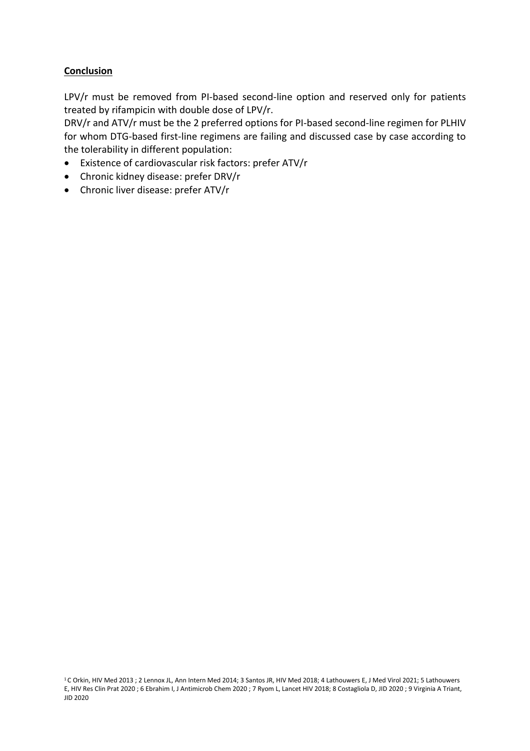## Conclusion

LPV/r must be removed from PI-based second-line option and reserved only for patients treated by rifampicin with double dose of LPV/r.

DRV/r and ATV/r must be the 2 preferred options for PI-based second-line regimen for PLHIV for whom DTG-based first-line regimens are failing and discussed case by case according to the tolerability in different population:

- Existence of cardiovascular risk factors: prefer ATV/r
- Chronic kidney disease: prefer DRV/r
- Chronic liver disease: prefer ATV/r

[1] C Orkin, HIV Med 2013 ; 2 Lennox JL, Ann Intern Med 2014; 3 Santos JR, HIV Med 2018; 4 Lathouwers E, J Med Virol 2021; 5 Lathouwers E, HIV Res Clin Prat 2020 ; 6 Ebrahim I, J Antimicrob Chem 2020 ; 7 Ryom L, Lancet HIV 2018; 8 Costagliola D, JID 2020 ; 9 Virginia A Triant, JID 2020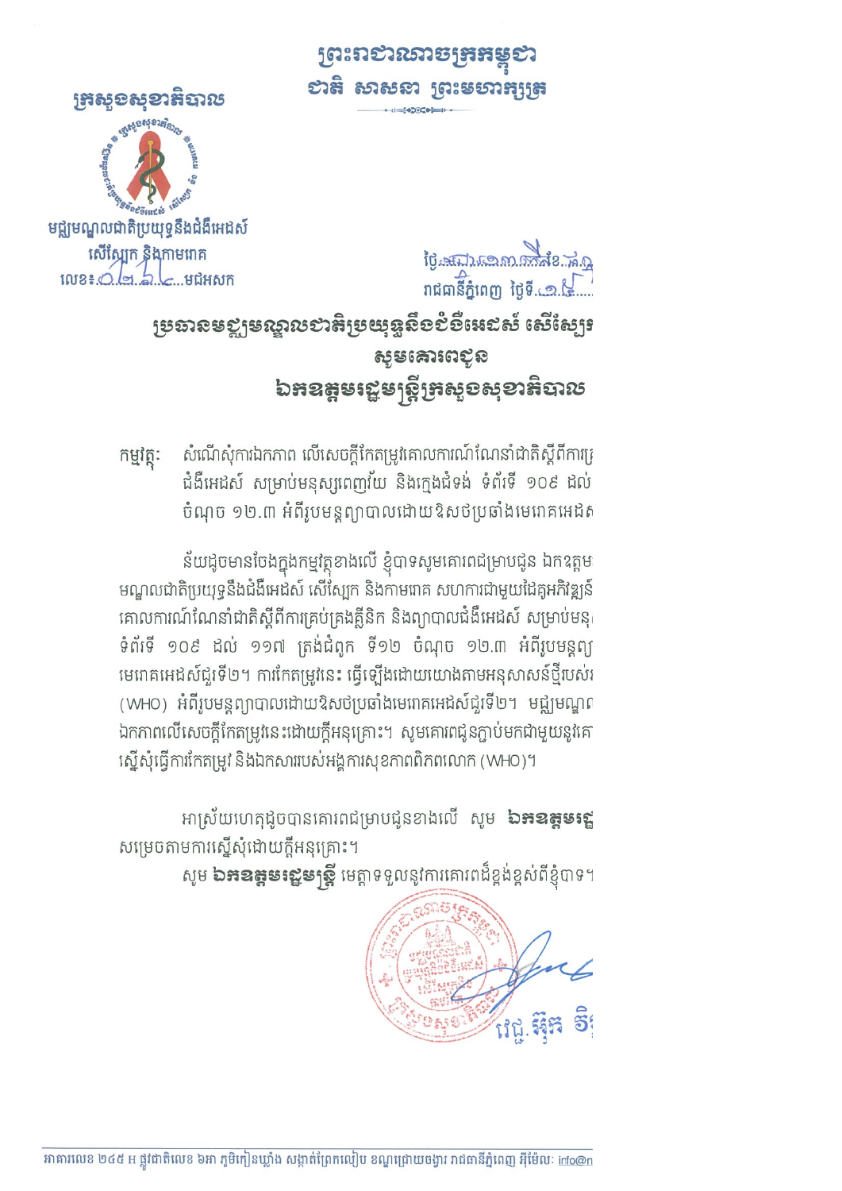**ព្រះរាជាណាចក្រកម្ពុជា**

**ជាតិ សាសនា ព្រះមហាក្សត្រ**

**ក្រសួងសុខាភិបាល**

មជ្ឈមណ្ឌលជាតិប្រយុទ្ធនឹងជំងឺអេដស៍ សើស្បែក និងកាមរោគ

លេខ៖.០២៣៤...មជអសក

ថ្ងៃ.........................

រាជធានីភ្នំពេញ ថ្ងៃទី...០៤.....

**ប្រធានមជ្ឈមណ្ឌលជាតិប្រយុទ្ធនឹងជំងឺអេដស៍ សើស្បែក**

**សូមគោរពជូន**

**ឯកឧត្តមរដ្ឋមន្ត្រីក្រសួងសុខាភិបាល**

កម្មវត្ថុ៖ សំណើសុំការឯកភាព លើសេចក្តីកែតម្រូវគោលការណ៍ណែនាំជាតិស្តីពីការគ្រ ជំងឺអេដស៍ សម្រាប់មនុស្សពេញវ័យ និងក្មេងជំទង់ ទំព័រទី ១០៩ ដល់ ចំណុច ១២.៣ អំពីរូបមន្តព្យាបាលដោយឱសថប្រឆាំងមេរោគអេដស៍

ន័យដូចមានចែងក្នុងកម្មវត្ថុខាងលើ ខ្ញុំបាទសូមគោរពជម្រាបជូន ឯកឧត្តម មណ្ឌលជាតិប្រយុទ្ធនឹងជំងឺអេដស៍ សើស្បែក និងកាមរោគ សហការជាមួយដៃគូអភិវឌ្ឍន៍ គោលការណ៍ណែនាំជាតិស្តីពីការគ្រប់គ្រងគ្លីនិក និងព្យាបាលជំងឺអេដស៍ សម្រាប់មនុ ទំព័រទី ១០៩ ដល់ ១១៧ ត្រង់ជំពូក ទី១២ ចំណុច ១២.៣ អំពីរូបមន្តព្យ មេរោគអេដស៍ជួរទី២។ ការកែតម្រូវនេះ ធ្វើឡើងដោយយោងតាមអនុសាសន៍ថ្មីរបស់ (WHO) អំពីរូបមន្តព្យាបាលដោយឱសថប្រឆាំងមេរោគអេដស៍ជួរទី២។ មជ្ឈមណ្ឌ ឯកភាពលើសេចក្តីកែតម្រូវនេះដោយក្តីអនុគ្រោះ។ សូមគោរពជូនភ្ជាប់មកជាមួយនូវគេ ស្នើសុំធ្វើការកែតម្រូវ និងឯកសាររបស់អង្គការសុខភាពពិភពលោក (WHO)។

អាស្រ័យហេតុដូចបានគោរពជម្រាបជូនខាងលើ សូម **ឯកឧត្តមរដ្ឋ** សម្រេចតាមការស្នើសុំដោយក្តីអនុគ្រោះ។

សូម **ឯកឧត្តមរដ្ឋមន្ត្រី** មេត្តាទទួលនូវការគោរពដ៏ខ្ពង់ខ្ពស់ពីខ្ញុំបាទ។

វេជ្ជ. អ៊ឹក វិ

អាគារលេខ ២៤៥ H ផ្លូវជាតិលេខ ៦អា ភូមិកៀនឃ្លាំង សង្កាត់ព្រែកលៀប ខណ្ឌជ្រោយចង្វារ រាជធានីភ្នំពេញ អ៊ីមែល៖ info@n